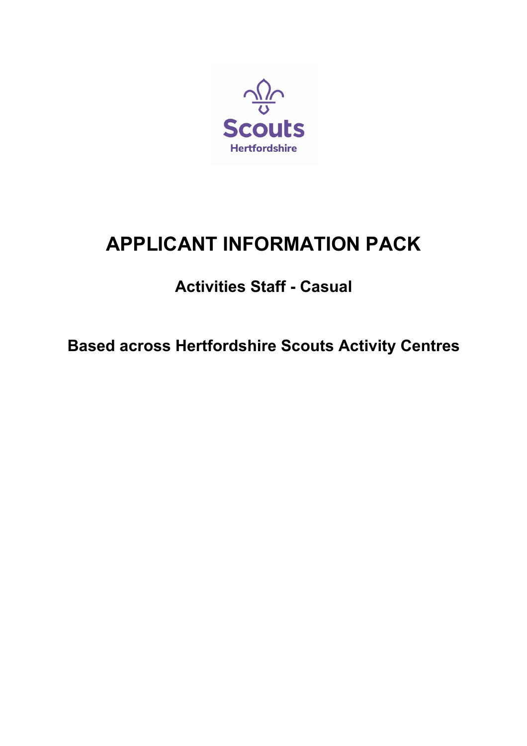Scouts
Hertfordshire

# APPLICANT INFORMATION PACK

## Activities Staff - Casual

## Based across Hertfordshire Scouts Activity Centres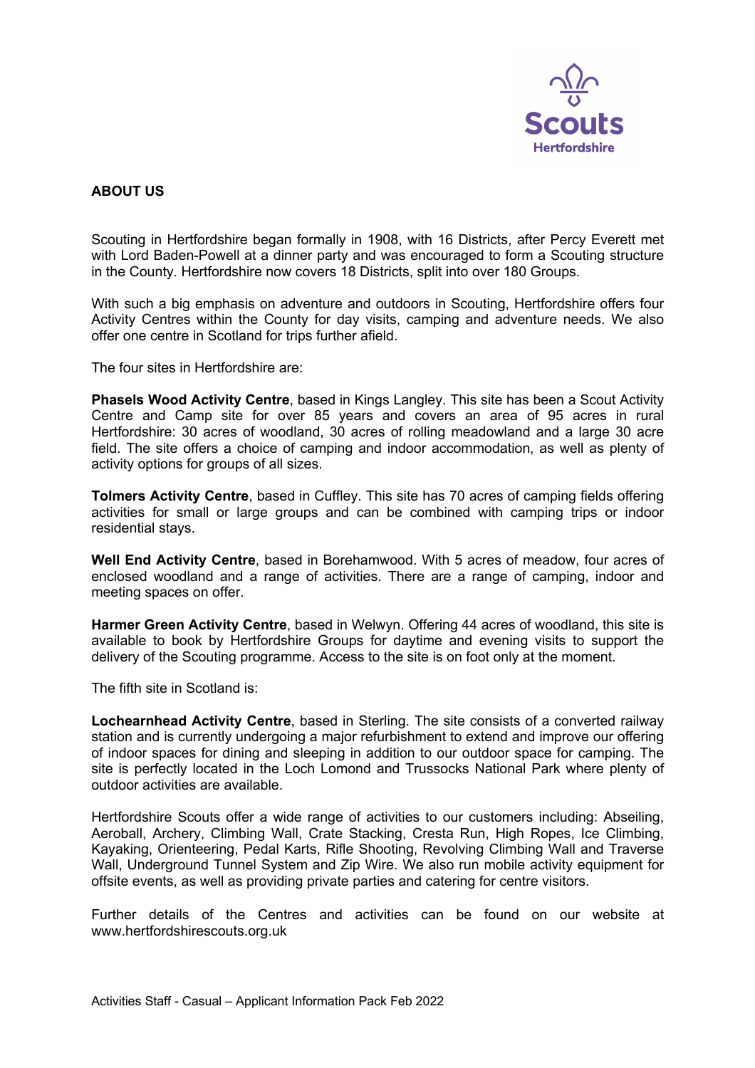## ABOUT US

Scouting in Hertfordshire began formally in 1908, with 16 Districts, after Percy Everett met with Lord Baden-Powell at a dinner party and was encouraged to form a Scouting structure in the County. Hertfordshire now covers 18 Districts, split into over 180 Groups.

With such a big emphasis on adventure and outdoors in Scouting, Hertfordshire offers four Activity Centres within the County for day visits, camping and adventure needs. We also offer one centre in Scotland for trips further afield.

The four sites in Hertfordshire are:

**Phasels Wood Activity Centre**, based in Kings Langley. This site has been a Scout Activity Centre and Camp site for over 85 years and covers an area of 95 acres in rural Hertfordshire: 30 acres of woodland, 30 acres of rolling meadowland and a large 30 acre field. The site offers a choice of camping and indoor accommodation, as well as plenty of activity options for groups of all sizes.

**Tolmers Activity Centre**, based in Cuffley. This site has 70 acres of camping fields offering activities for small or large groups and can be combined with camping trips or indoor residential stays.

**Well End Activity Centre**, based in Borehamwood. With 5 acres of meadow, four acres of enclosed woodland and a range of activities. There are a range of camping, indoor and meeting spaces on offer.

**Harmer Green Activity Centre**, based in Welwyn. Offering 44 acres of woodland, this site is available to book by Hertfordshire Groups for daytime and evening visits to support the delivery of the Scouting programme. Access to the site is on foot only at the moment.

The fifth site in Scotland is:

**Lochearnhead Activity Centre**, based in Sterling. The site consists of a converted railway station and is currently undergoing a major refurbishment to extend and improve our offering of indoor spaces for dining and sleeping in addition to our outdoor space for camping. The site is perfectly located in the Loch Lomond and Trussocks National Park where plenty of outdoor activities are available.

Hertfordshire Scouts offer a wide range of activities to our customers including: Abseiling, Aeroball, Archery, Climbing Wall, Crate Stacking, Cresta Run, High Ropes, Ice Climbing, Kayaking, Orienteering, Pedal Karts, Rifle Shooting, Revolving Climbing Wall and Traverse Wall, Underground Tunnel System and Zip Wire. We also run mobile activity equipment for offsite events, as well as providing private parties and catering for centre visitors.

Further details of the Centres and activities can be found on our website at www.hertfordshirescouts.org.uk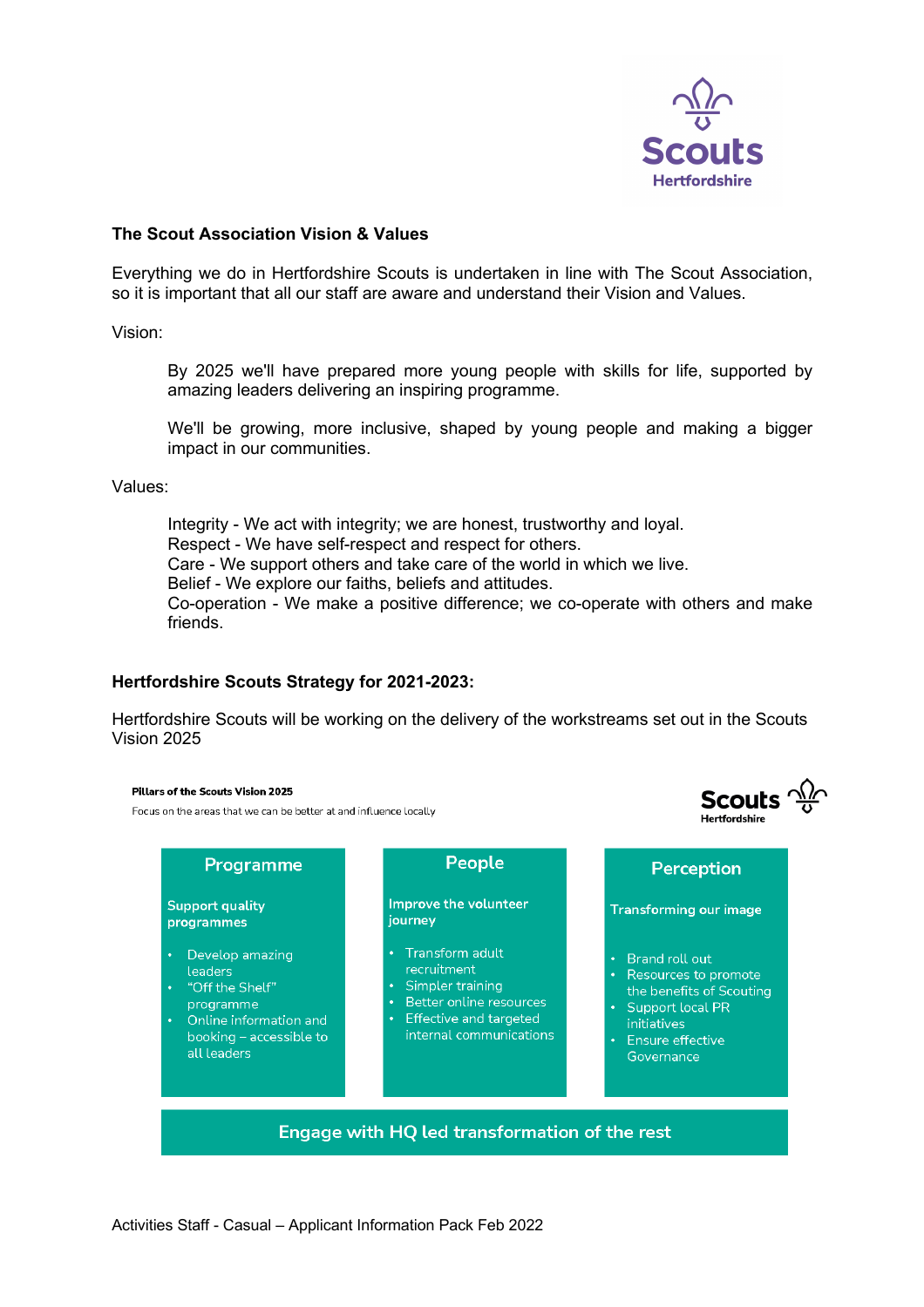## The Scout Association Vision & Values

Everything we do in Hertfordshire Scouts is undertaken in line with The Scout Association, so it is important that all our staff are aware and understand their Vision and Values.

Vision:

> By 2025 we'll have prepared more young people with skills for life, supported by amazing leaders delivering an inspiring programme.
>
> We'll be growing, more inclusive, shaped by young people and making a bigger impact in our communities.

Values:

> Integrity - We act with integrity; we are honest, trustworthy and loyal.
> Respect - We have self-respect and respect for others.
> Care - We support others and take care of the world in which we live.
> Belief - We explore our faiths, beliefs and attitudes.
> Co-operation - We make a positive difference; we co-operate with others and make friends.

## Hertfordshire Scouts Strategy for 2021-2023:

Hertfordshire Scouts will be working on the delivery of the workstreams set out in the Scouts Vision 2025

**Pillars of the Scouts Vision 2025**

Focus on the areas that we can be better at and influence locally

| Programme | People | Perception |
|---|---|---|
| **Support quality programmes** | **Improve the volunteer journey** | **Transforming our image** |
| • Develop amazing leaders<br>• "Off the Shelf" programme<br>• Online information and booking – accessible to all leaders | • Transform adult recruitment<br>• Simpler training<br>• Better online resources<br>• Effective and targeted internal communications | • Brand roll out<br>• Resources to promote the benefits of Scouting<br>• Support local PR initiatives<br>• Ensure effective Governance |

**Engage with HQ led transformation of the rest**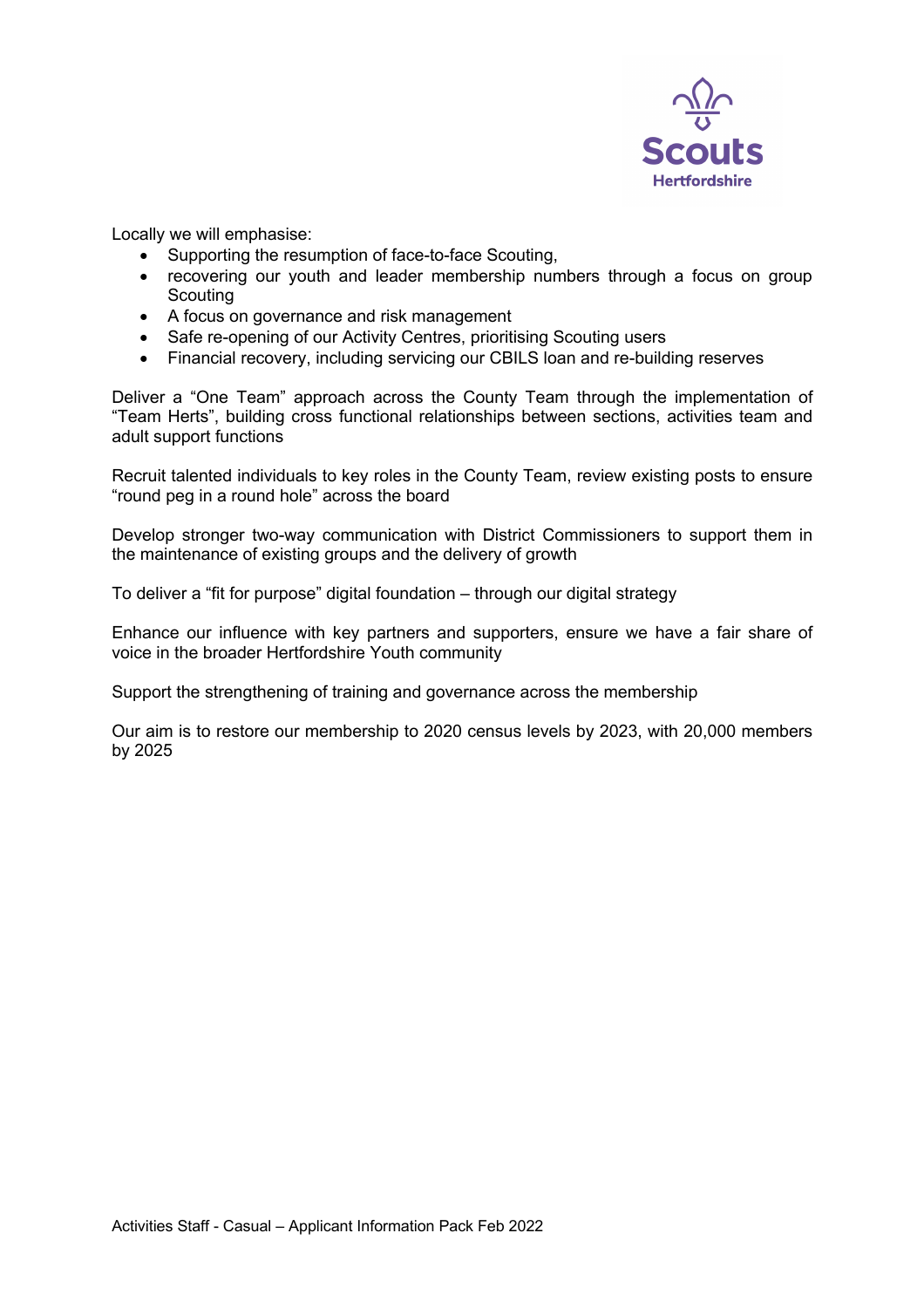Locally we will emphasise:

- Supporting the resumption of face-to-face Scouting,
- recovering our youth and leader membership numbers through a focus on group Scouting
- A focus on governance and risk management
- Safe re-opening of our Activity Centres, prioritising Scouting users
- Financial recovery, including servicing our CBILS loan and re-building reserves

Deliver a “One Team” approach across the County Team through the implementation of “Team Herts”, building cross functional relationships between sections, activities team and adult support functions

Recruit talented individuals to key roles in the County Team, review existing posts to ensure “round peg in a round hole” across the board

Develop stronger two-way communication with District Commissioners to support them in the maintenance of existing groups and the delivery of growth

To deliver a “fit for purpose” digital foundation – through our digital strategy

Enhance our influence with key partners and supporters, ensure we have a fair share of voice in the broader Hertfordshire Youth community

Support the strengthening of training and governance across the membership

Our aim is to restore our membership to 2020 census levels by 2023, with 20,000 members by 2025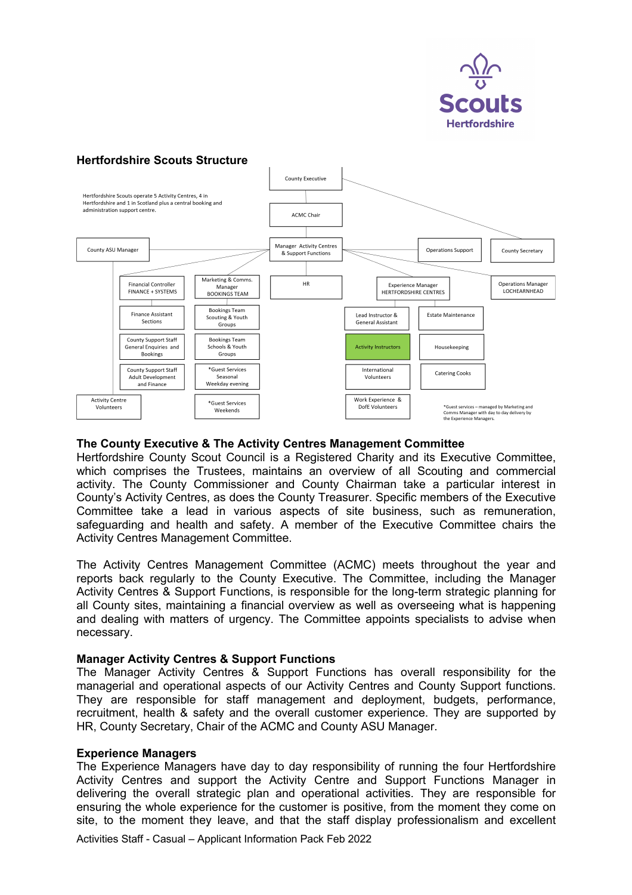## Hertfordshire Scouts Structure

Hertfordshire Scouts operate 5 Activity Centres, 4 in Hertfordshire and 1 in Scotland plus a central booking and administration support centre.

- County Executive
  - ACMC Chair
    - Manager Activity Centres & Support Functions
      - County ASU Manager
        - Activity Centre Volunteers
      - Financial Controller FINANCE + SYSTEMS
        - Finance Assistant Sections
        - County Support Staff General Enquiries and Bookings
        - County Support Staff Adult Development and Finance
      - Marketing & Comms. Manager BOOKINGS TEAM
        - Bookings Team Scouting & Youth Groups
        - Bookings Team Schools & Youth Groups
        - *Guest Services Seasonal Weekday evening
        - *Guest Services Weekends
      - HR
      - Experience Manager HERTFORDSHIRE CENTRES
        - Lead Instructor & General Assistant
          - Activity Instructors
          - International Volunteers
          - Work Experience & DofE Volunteers
        - Estate Maintenance
          - Housekeeping
          - Catering Cooks
      - Operations Support
      - Operations Manager LOCHEARNHEAD
  - County Secretary

*Guest services – managed by Marketing and Comms Manager with day to day delivery by the Experience Managers.

## The County Executive & The Activity Centres Management Committee

Hertfordshire County Scout Council is a Registered Charity and its Executive Committee, which comprises the Trustees, maintains an overview of all Scouting and commercial activity. The County Commissioner and County Chairman take a particular interest in County's Activity Centres, as does the County Treasurer. Specific members of the Executive Committee take a lead in various aspects of site business, such as remuneration, safeguarding and health and safety. A member of the Executive Committee chairs the Activity Centres Management Committee.

The Activity Centres Management Committee (ACMC) meets throughout the year and reports back regularly to the County Executive. The Committee, including the Manager Activity Centres & Support Functions, is responsible for the long-term strategic planning for all County sites, maintaining a financial overview as well as overseeing what is happening and dealing with matters of urgency. The Committee appoints specialists to advise when necessary.

### Manager Activity Centres & Support Functions

The Manager Activity Centres & Support Functions has overall responsibility for the managerial and operational aspects of our Activity Centres and County Support functions. They are responsible for staff management and deployment, budgets, performance, recruitment, health & safety and the overall customer experience. They are supported by HR, County Secretary, Chair of the ACMC and County ASU Manager.

### Experience Managers

The Experience Managers have day to day responsibility of running the four Hertfordshire Activity Centres and support the Activity Centre and Support Functions Manager in delivering the overall strategic plan and operational activities. They are responsible for ensuring the whole experience for the customer is positive, from the moment they come on site, to the moment they leave, and that the staff display professionalism and excellent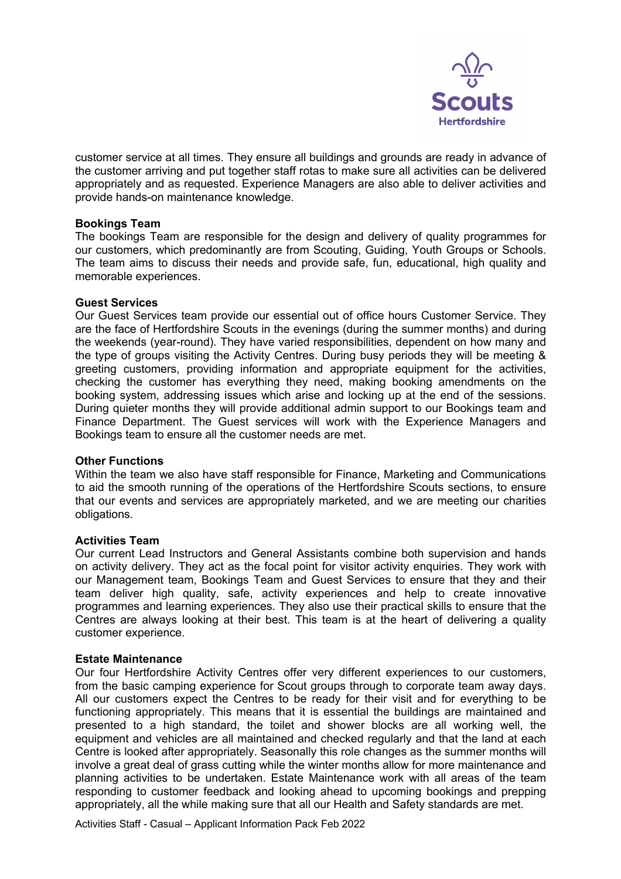customer service at all times. They ensure all buildings and grounds are ready in advance of the customer arriving and put together staff rotas to make sure all activities can be delivered appropriately and as requested. Experience Managers are also able to deliver activities and provide hands-on maintenance knowledge.

**Bookings Team**
The bookings Team are responsible for the design and delivery of quality programmes for our customers, which predominantly are from Scouting, Guiding, Youth Groups or Schools. The team aims to discuss their needs and provide safe, fun, educational, high quality and memorable experiences.

**Guest Services**
Our Guest Services team provide our essential out of office hours Customer Service. They are the face of Hertfordshire Scouts in the evenings (during the summer months) and during the weekends (year-round). They have varied responsibilities, dependent on how many and the type of groups visiting the Activity Centres. During busy periods they will be meeting & greeting customers, providing information and appropriate equipment for the activities, checking the customer has everything they need, making booking amendments on the booking system, addressing issues which arise and locking up at the end of the sessions. During quieter months they will provide additional admin support to our Bookings team and Finance Department. The Guest services will work with the Experience Managers and Bookings team to ensure all the customer needs are met.

**Other Functions**
Within the team we also have staff responsible for Finance, Marketing and Communications to aid the smooth running of the operations of the Hertfordshire Scouts sections, to ensure that our events and services are appropriately marketed, and we are meeting our charities obligations.

**Activities Team**
Our current Lead Instructors and General Assistants combine both supervision and hands on activity delivery. They act as the focal point for visitor activity enquiries. They work with our Management team, Bookings Team and Guest Services to ensure that they and their team deliver high quality, safe, activity experiences and help to create innovative programmes and learning experiences. They also use their practical skills to ensure that the Centres are always looking at their best. This team is at the heart of delivering a quality customer experience.

**Estate Maintenance**
Our four Hertfordshire Activity Centres offer very different experiences to our customers, from the basic camping experience for Scout groups through to corporate team away days. All our customers expect the Centres to be ready for their visit and for everything to be functioning appropriately. This means that it is essential the buildings are maintained and presented to a high standard, the toilet and shower blocks are all working well, the equipment and vehicles are all maintained and checked regularly and that the land at each Centre is looked after appropriately. Seasonally this role changes as the summer months will involve a great deal of grass cutting while the winter months allow for more maintenance and planning activities to be undertaken. Estate Maintenance work with all areas of the team responding to customer feedback and looking ahead to upcoming bookings and prepping appropriately, all the while making sure that all our Health and Safety standards are met.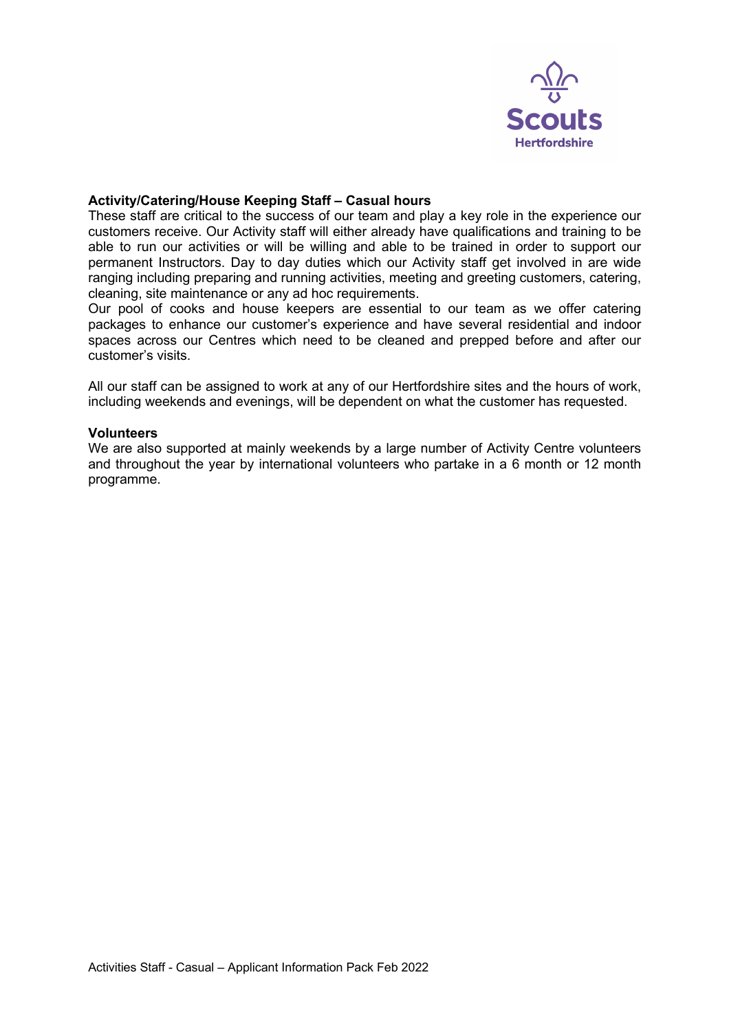**Activity/Catering/House Keeping Staff – Casual hours**

These staff are critical to the success of our team and play a key role in the experience our customers receive. Our Activity staff will either already have qualifications and training to be able to run our activities or will be willing and able to be trained in order to support our permanent Instructors. Day to day duties which our Activity staff get involved in are wide ranging including preparing and running activities, meeting and greeting customers, catering, cleaning, site maintenance or any ad hoc requirements.

Our pool of cooks and house keepers are essential to our team as we offer catering packages to enhance our customer's experience and have several residential and indoor spaces across our Centres which need to be cleaned and prepped before and after our customer's visits.

All our staff can be assigned to work at any of our Hertfordshire sites and the hours of work, including weekends and evenings, will be dependent on what the customer has requested.

**Volunteers**

We are also supported at mainly weekends by a large number of Activity Centre volunteers and throughout the year by international volunteers who partake in a 6 month or 12 month programme.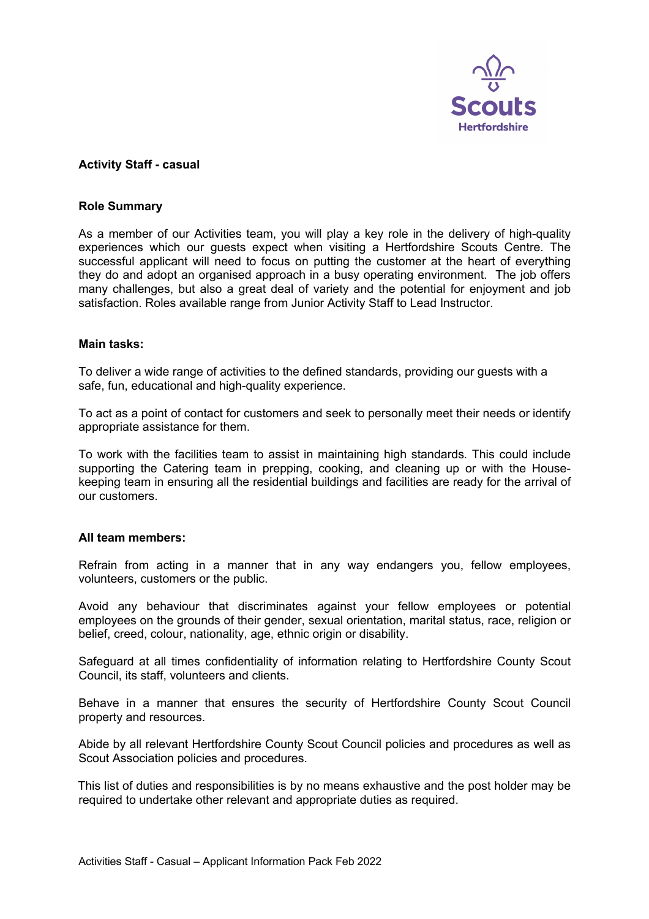**Activity Staff - casual**

**Role Summary**

As a member of our Activities team, you will play a key role in the delivery of high-quality experiences which our guests expect when visiting a Hertfordshire Scouts Centre. The successful applicant will need to focus on putting the customer at the heart of everything they do and adopt an organised approach in a busy operating environment. The job offers many challenges, but also a great deal of variety and the potential for enjoyment and job satisfaction. Roles available range from Junior Activity Staff to Lead Instructor.

**Main tasks:**

To deliver a wide range of activities to the defined standards, providing our guests with a safe, fun, educational and high-quality experience.

To act as a point of contact for customers and seek to personally meet their needs or identify appropriate assistance for them.

To work with the facilities team to assist in maintaining high standards. This could include supporting the Catering team in prepping, cooking, and cleaning up or with the House-keeping team in ensuring all the residential buildings and facilities are ready for the arrival of our customers.

**All team members:**

Refrain from acting in a manner that in any way endangers you, fellow employees, volunteers, customers or the public.

Avoid any behaviour that discriminates against your fellow employees or potential employees on the grounds of their gender, sexual orientation, marital status, race, religion or belief, creed, colour, nationality, age, ethnic origin or disability.

Safeguard at all times confidentiality of information relating to Hertfordshire County Scout Council, its staff, volunteers and clients.

Behave in a manner that ensures the security of Hertfordshire County Scout Council property and resources.

Abide by all relevant Hertfordshire County Scout Council policies and procedures as well as Scout Association policies and procedures.

This list of duties and responsibilities is by no means exhaustive and the post holder may be required to undertake other relevant and appropriate duties as required.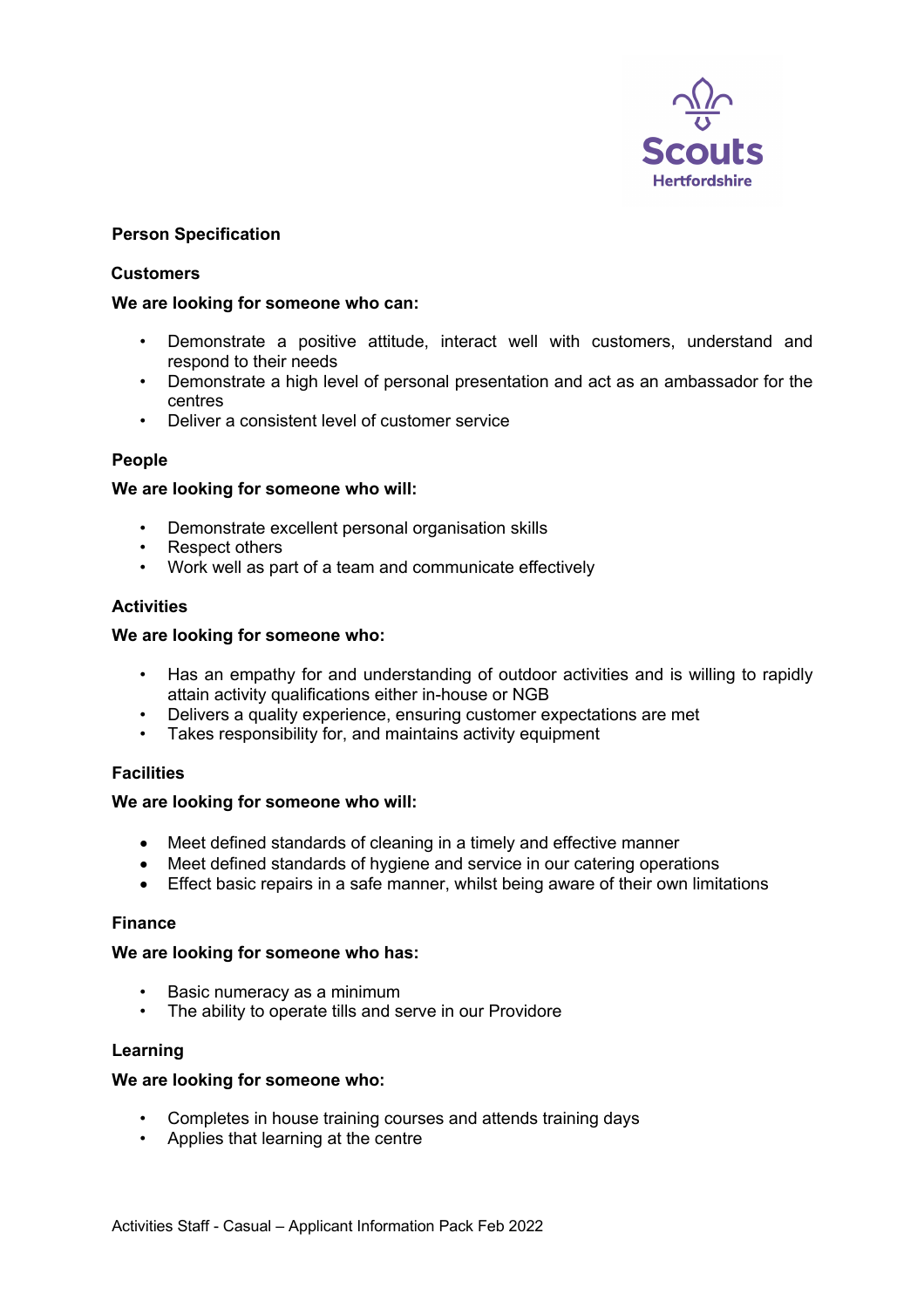## Person Specification

### Customers

**We are looking for someone who can:**

- Demonstrate a positive attitude, interact well with customers, understand and respond to their needs
- Demonstrate a high level of personal presentation and act as an ambassador for the centres
- Deliver a consistent level of customer service

### People

**We are looking for someone who will:**

- Demonstrate excellent personal organisation skills
- Respect others
- Work well as part of a team and communicate effectively

### Activities

**We are looking for someone who:**

- Has an empathy for and understanding of outdoor activities and is willing to rapidly attain activity qualifications either in-house or NGB
- Delivers a quality experience, ensuring customer expectations are met
- Takes responsibility for, and maintains activity equipment

### Facilities

**We are looking for someone who will:**

- Meet defined standards of cleaning in a timely and effective manner
- Meet defined standards of hygiene and service in our catering operations
- Effect basic repairs in a safe manner, whilst being aware of their own limitations

### Finance

**We are looking for someone who has:**

- Basic numeracy as a minimum
- The ability to operate tills and serve in our Providore

### Learning

**We are looking for someone who:**

- Completes in house training courses and attends training days
- Applies that learning at the centre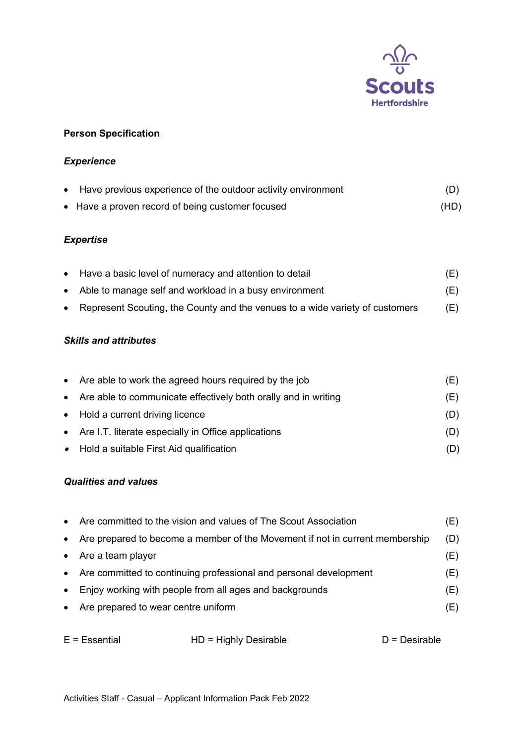**Person Specification**

***Experience***

- Have previous experience of the outdoor activity environment (D)
- Have a proven record of being customer focused (HD)

***Expertise***

- Have a basic level of numeracy and attention to detail (E)
- Able to manage self and workload in a busy environment (E)
- Represent Scouting, the County and the venues to a wide variety of customers (E)

***Skills and attributes***

- Are able to work the agreed hours required by the job (E)
- Are able to communicate effectively both orally and in writing (E)
- Hold a current driving licence (D)
- Are I.T. literate especially in Office applications (D)
- Hold a suitable First Aid qualification (D)

***Qualities and values***

- Are committed to the vision and values of The Scout Association (E)
- Are prepared to become a member of the Movement if not in current membership (D)
- Are a team player (E)
- Are committed to continuing professional and personal development (E)
- Enjoy working with people from all ages and backgrounds (E)
- Are prepared to wear centre uniform (E)

E = Essential HD = Highly Desirable D = Desirable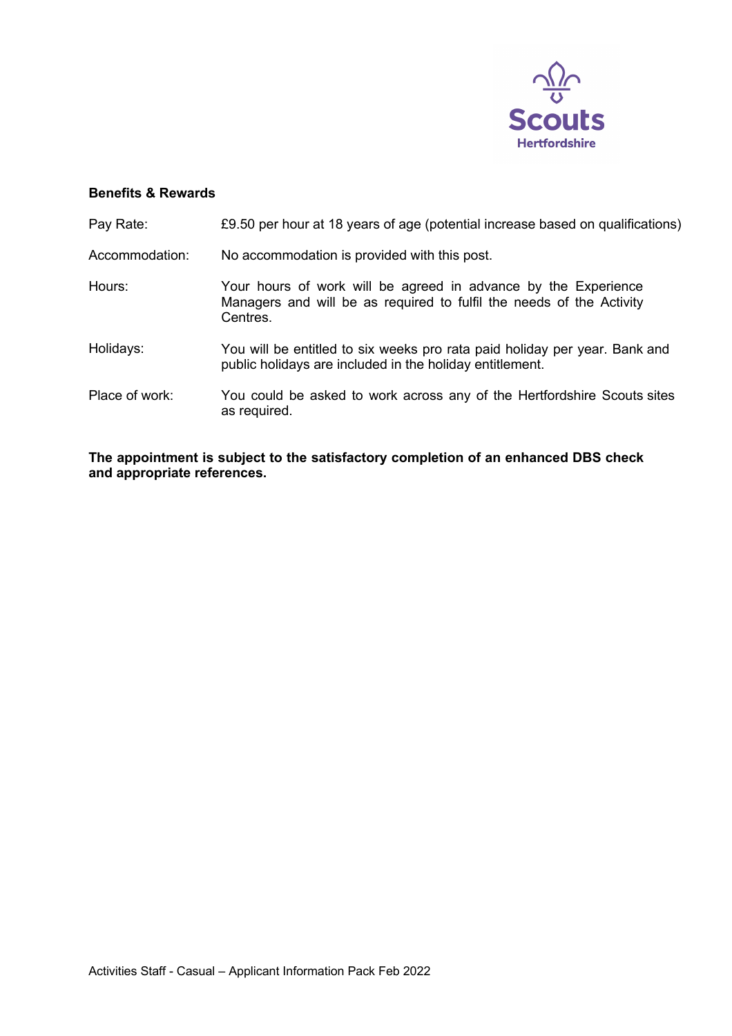## Benefits & Rewards

| | |
|---|---|
| Pay Rate: | £9.50 per hour at 18 years of age (potential increase based on qualifications) |
| Accommodation: | No accommodation is provided with this post. |
| Hours: | Your hours of work will be agreed in advance by the Experience Managers and will be as required to fulfil the needs of the Activity Centres. |
| Holidays: | You will be entitled to six weeks pro rata paid holiday per year. Bank and public holidays are included in the holiday entitlement. |
| Place of work: | You could be asked to work across any of the Hertfordshire Scouts sites as required. |

**The appointment is subject to the satisfactory completion of an enhanced DBS check and appropriate references.**